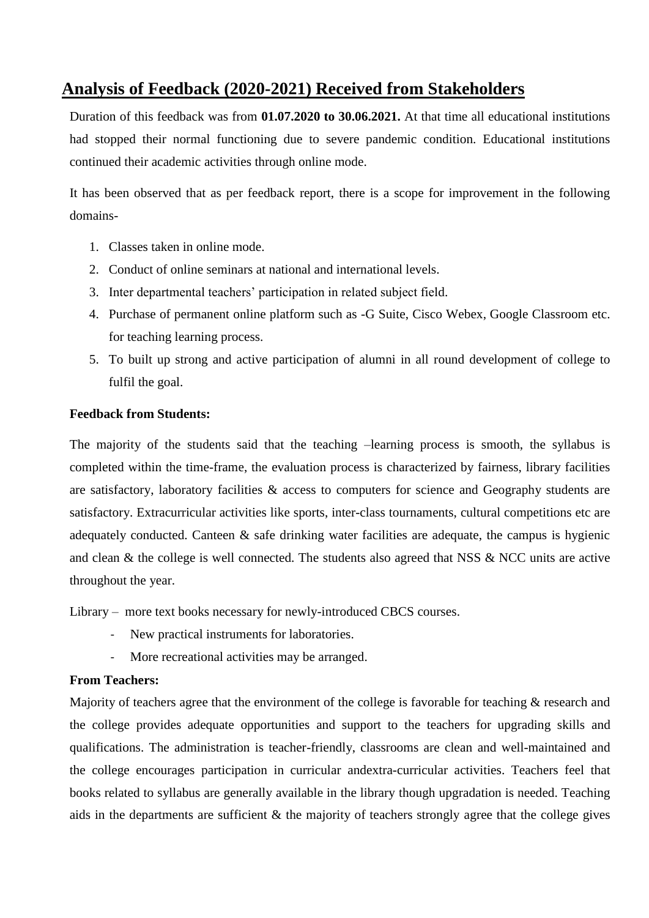# Analysis of Feedback (2020-2021) Received from Stakeholders

Duration of this feedback was from **01.07.2020 to 30.06.2021.** At that time all educational institutions had stopped their normal functioning due to severe pandemic condition. Educational institutions continued their academic activities through online mode.

It has been observed that as per feedback report, there is a scope for improvement in the following domains-

1. Classes taken in online mode.
2. Conduct of online seminars at national and international levels.
3. Inter departmental teachers' participation in related subject field.
4. Purchase of permanent online platform such as -G Suite, Cisco Webex, Google Classroom etc. for teaching learning process.
5. To built up strong and active participation of alumni in all round development of college to fulfil the goal.

**Feedback from Students:**

The majority of the students said that the teaching –learning process is smooth, the syllabus is completed within the time-frame, the evaluation process is characterized by fairness, library facilities are satisfactory, laboratory facilities & access to computers for science and Geography students are satisfactory. Extracurricular activities like sports, inter-class tournaments, cultural competitions etc are adequately conducted. Canteen & safe drinking water facilities are adequate, the campus is hygienic and clean & the college is well connected. The students also agreed that NSS & NCC units are active throughout the year.

Library – more text books necessary for newly-introduced CBCS courses.

- New practical instruments for laboratories.
- More recreational activities may be arranged.

**From Teachers:**

Majority of teachers agree that the environment of the college is favorable for teaching & research and the college provides adequate opportunities and support to the teachers for upgrading skills and qualifications. The administration is teacher-friendly, classrooms are clean and well-maintained and the college encourages participation in curricular andextra-curricular activities. Teachers feel that books related to syllabus are generally available in the library though upgradation is needed. Teaching aids in the departments are sufficient & the majority of teachers strongly agree that the college gives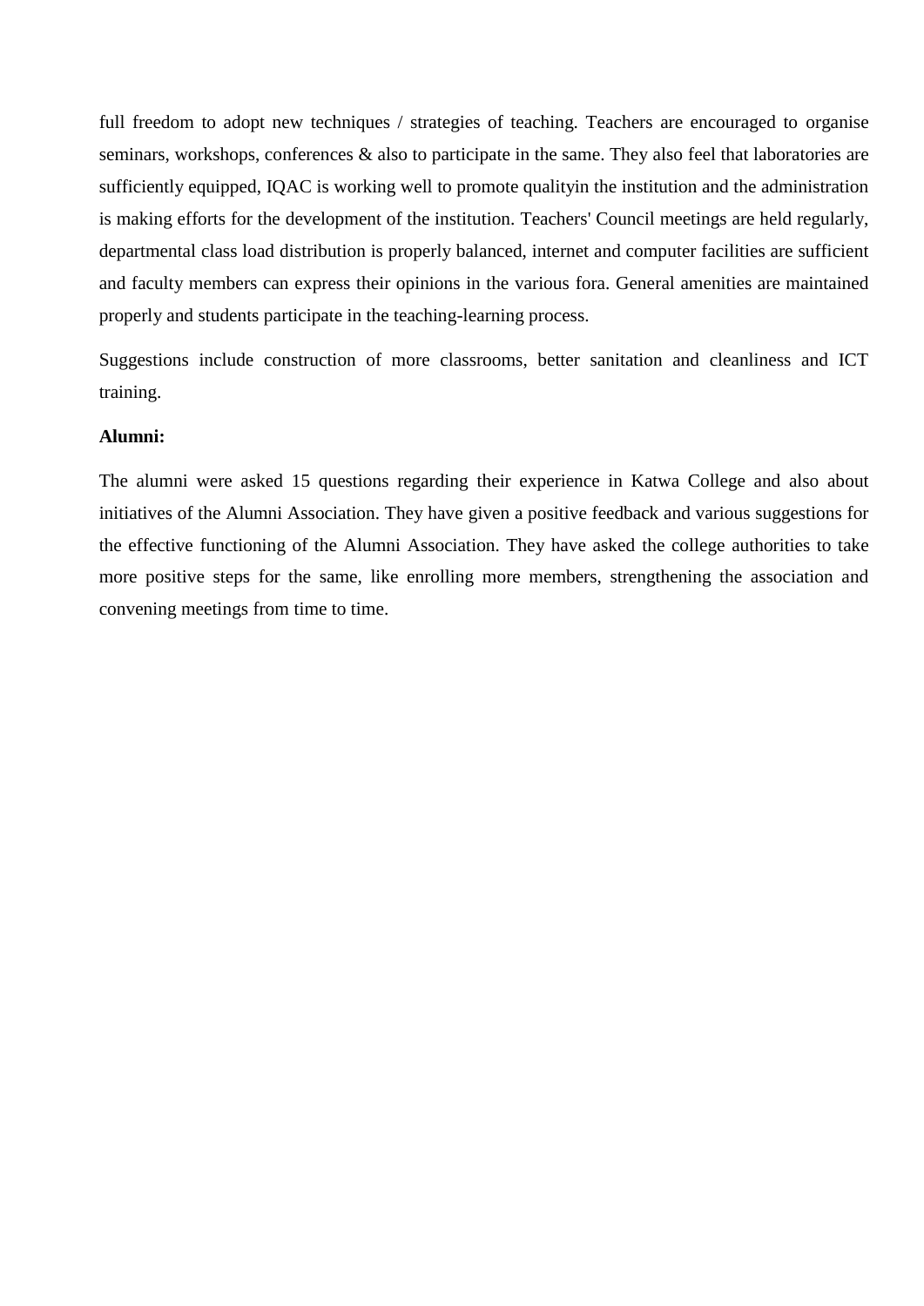full freedom to adopt new techniques / strategies of teaching. Teachers are encouraged to organise seminars, workshops, conferences & also to participate in the same. They also feel that laboratories are sufficiently equipped, IQAC is working well to promote qualityin the institution and the administration is making efforts for the development of the institution. Teachers' Council meetings are held regularly, departmental class load distribution is properly balanced, internet and computer facilities are sufficient and faculty members can express their opinions in the various fora. General amenities are maintained properly and students participate in the teaching-learning process.

Suggestions include construction of more classrooms, better sanitation and cleanliness and ICT training.

**Alumni:**

The alumni were asked 15 questions regarding their experience in Katwa College and also about initiatives of the Alumni Association. They have given a positive feedback and various suggestions for the effective functioning of the Alumni Association. They have asked the college authorities to take more positive steps for the same, like enrolling more members, strengthening the association and convening meetings from time to time.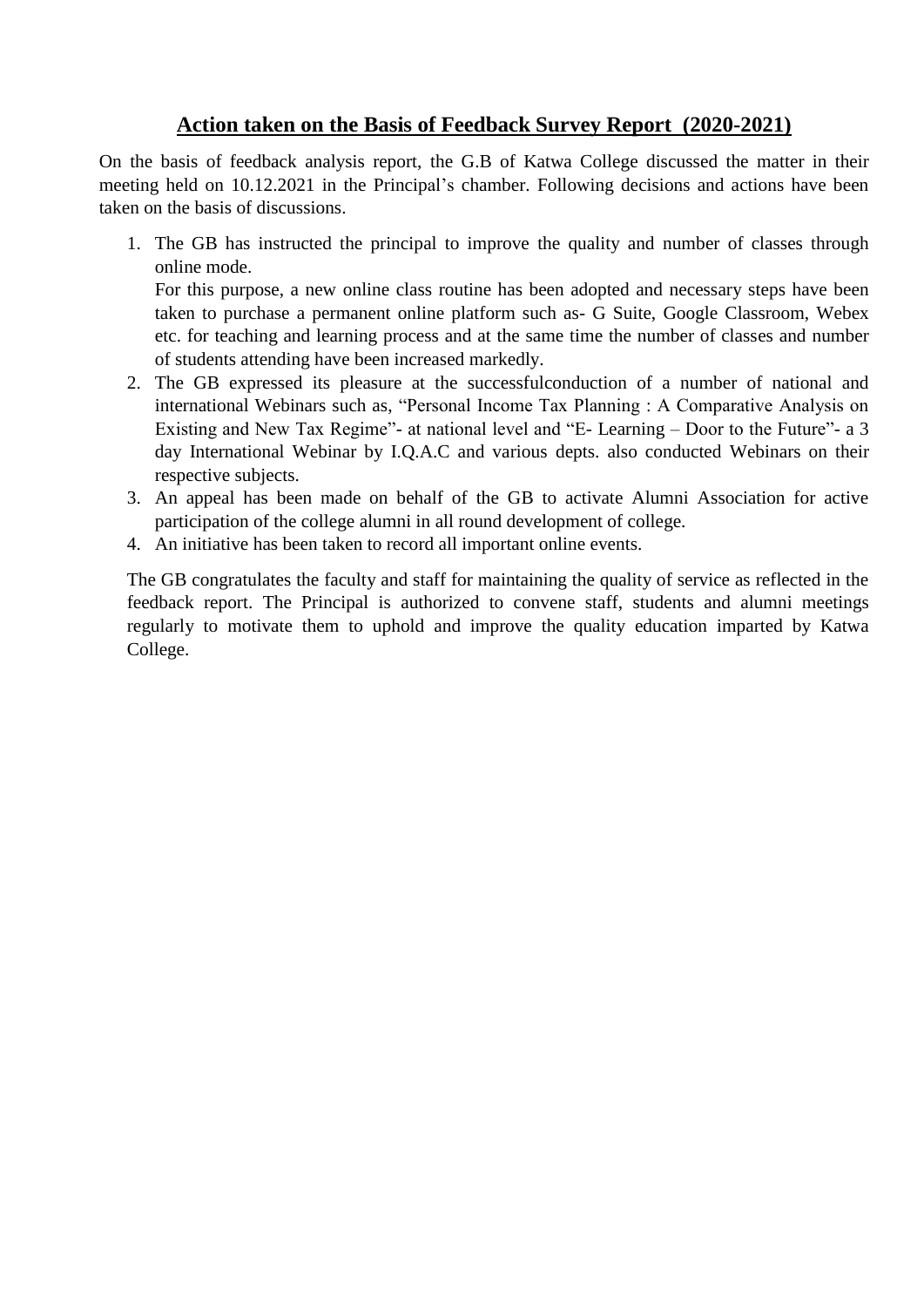## Action taken on the Basis of Feedback Survey Report (2020-2021)

On the basis of feedback analysis report, the G.B of Katwa College discussed the matter in their meeting held on 10.12.2021 in the Principal's chamber. Following decisions and actions have been taken on the basis of discussions.

1. The GB has instructed the principal to improve the quality and number of classes through online mode.
   For this purpose, a new online class routine has been adopted and necessary steps have been taken to purchase a permanent online platform such as- G Suite, Google Classroom, Webex etc. for teaching and learning process and at the same time the number of classes and number of students attending have been increased markedly.
2. The GB expressed its pleasure at the successfulconduction of a number of national and international Webinars such as, "Personal Income Tax Planning : A Comparative Analysis on Existing and New Tax Regime"- at national level and "E- Learning – Door to the Future"- a 3 day International Webinar by I.Q.A.C and various depts. also conducted Webinars on their respective subjects.
3. An appeal has been made on behalf of the GB to activate Alumni Association for active participation of the college alumni in all round development of college.
4. An initiative has been taken to record all important online events.

The GB congratulates the faculty and staff for maintaining the quality of service as reflected in the feedback report. The Principal is authorized to convene staff, students and alumni meetings regularly to motivate them to uphold and improve the quality education imparted by Katwa College.